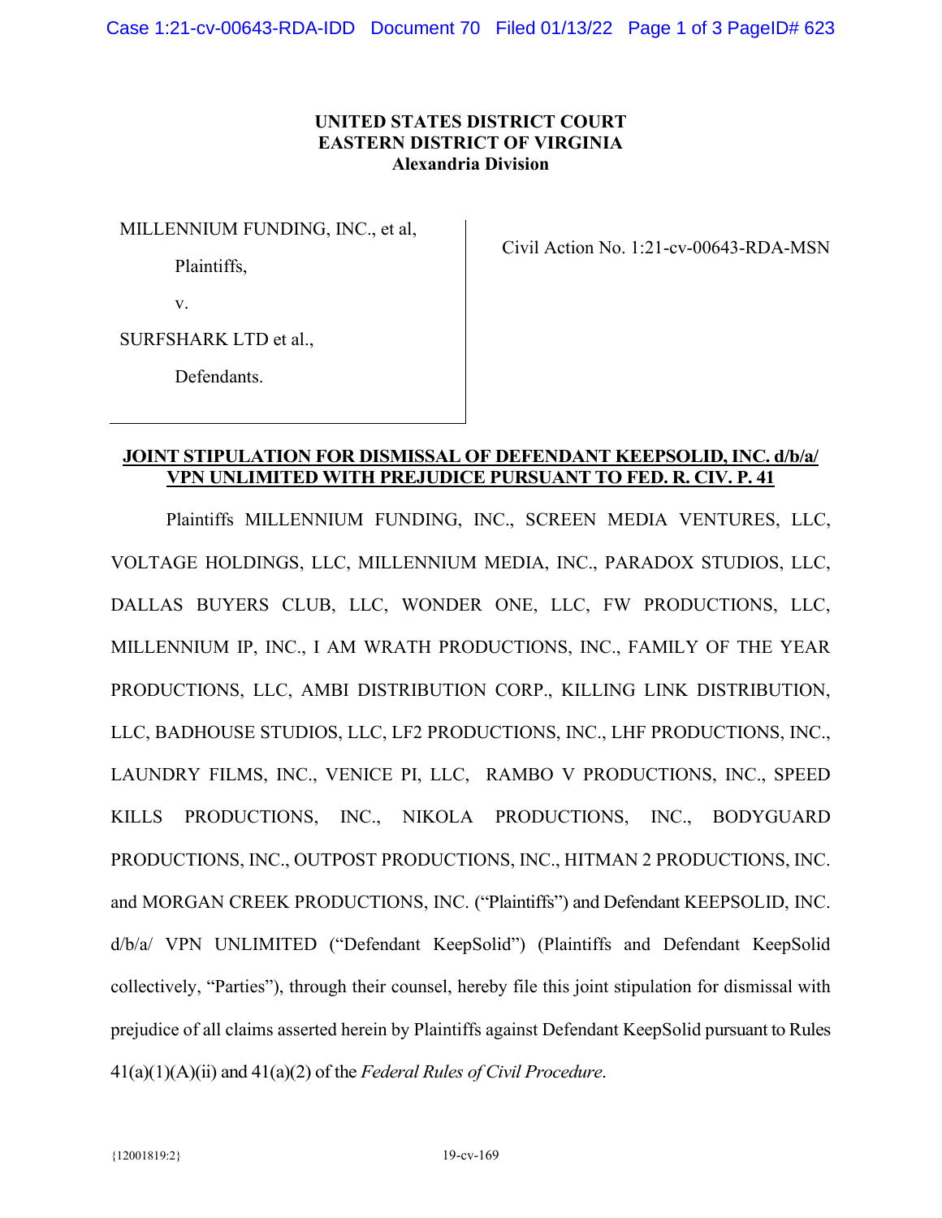**UNITED STATES DISTRICT COURT**
**EASTERN DISTRICT OF VIRGINIA**
**Alexandria Division**

| | |
|---|---|
| MILLENNIUM FUNDING, INC., et al,<br><br>Plaintiffs,<br><br>v.<br><br>SURFSHARK LTD et al.,<br><br>Defendants. | Civil Action No. 1:21-cv-00643-RDA-MSN |

**JOINT STIPULATION FOR DISMISSAL OF DEFENDANT KEEPSOLID, INC. d/b/a/ VPN UNLIMITED WITH PREJUDICE PURSUANT TO FED. R. CIV. P. 41**

Plaintiffs MILLENNIUM FUNDING, INC., SCREEN MEDIA VENTURES, LLC, VOLTAGE HOLDINGS, LLC, MILLENNIUM MEDIA, INC., PARADOX STUDIOS, LLC, DALLAS BUYERS CLUB, LLC, WONDER ONE, LLC, FW PRODUCTIONS, LLC, MILLENNIUM IP, INC., I AM WRATH PRODUCTIONS, INC., FAMILY OF THE YEAR PRODUCTIONS, LLC, AMBI DISTRIBUTION CORP., KILLING LINK DISTRIBUTION, LLC, BADHOUSE STUDIOS, LLC, LF2 PRODUCTIONS, INC., LHF PRODUCTIONS, INC., LAUNDRY FILMS, INC., VENICE PI, LLC, RAMBO V PRODUCTIONS, INC., SPEED KILLS PRODUCTIONS, INC., NIKOLA PRODUCTIONS, INC., BODYGUARD PRODUCTIONS, INC., OUTPOST PRODUCTIONS, INC., HITMAN 2 PRODUCTIONS, INC. and MORGAN CREEK PRODUCTIONS, INC. ("Plaintiffs") and Defendant KEEPSOLID, INC. d/b/a/ VPN UNLIMITED ("Defendant KeepSolid") (Plaintiffs and Defendant KeepSolid collectively, "Parties"), through their counsel, hereby file this joint stipulation for dismissal with prejudice of all claims asserted herein by Plaintiffs against Defendant KeepSolid pursuant to Rules 41(a)(1)(A)(ii) and 41(a)(2) of the *Federal Rules of Civil Procedure*.

{12001819:2} 19-cv-169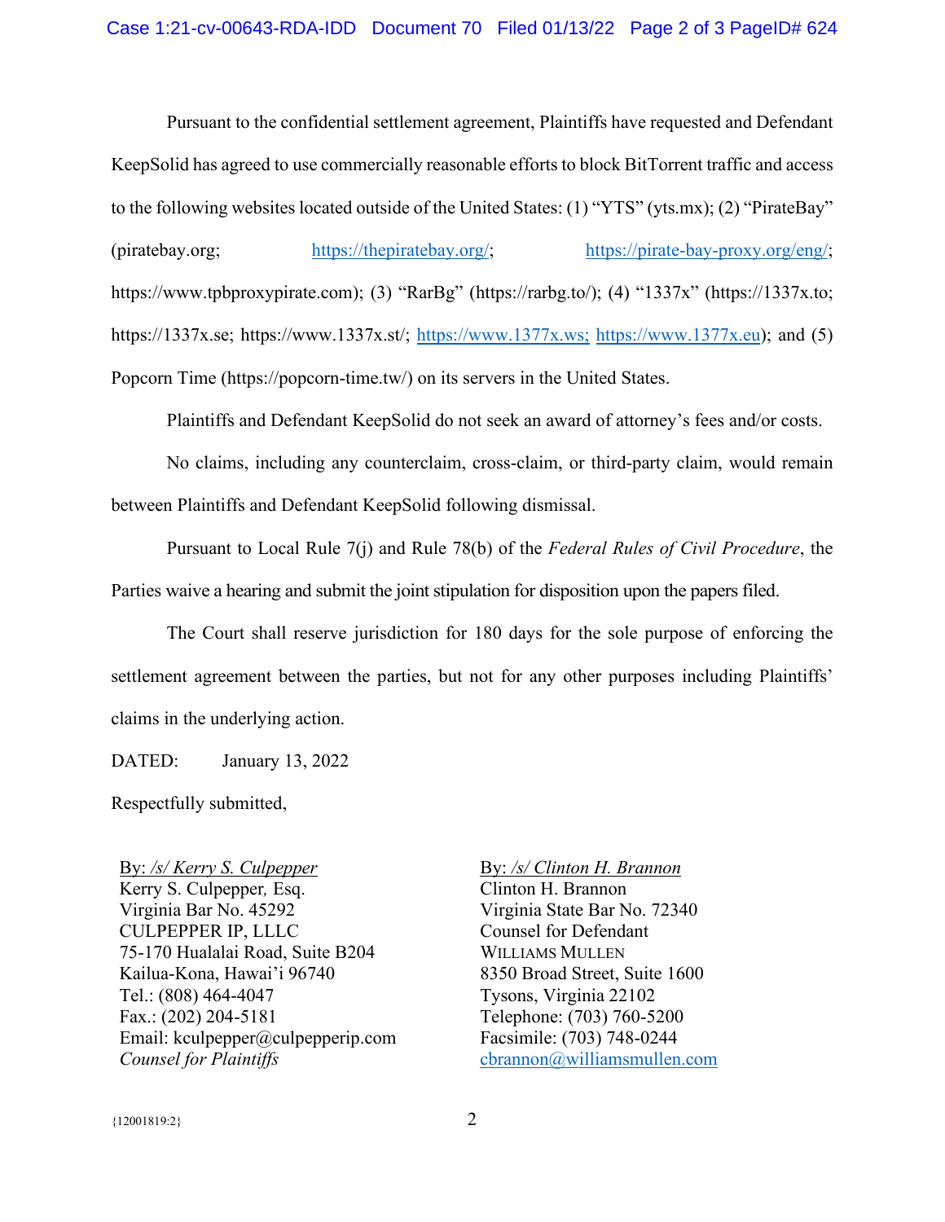Pursuant to the confidential settlement agreement, Plaintiffs have requested and Defendant KeepSolid has agreed to use commercially reasonable efforts to block BitTorrent traffic and access to the following websites located outside of the United States: (1) "YTS" (yts.mx); (2) "PirateBay" (piratebay.org; https://thepiratebay.org/; https://pirate-bay-proxy.org/eng/; https://www.tpbproxypirate.com); (3) "RarBg" (https://rarbg.to/); (4) "1337x" (https://1337x.to; https://1337x.se; https://www.1337x.st/; https://www.1377x.ws; https://www.1377x.eu); and (5) Popcorn Time (https://popcorn-time.tw/) on its servers in the United States.

Plaintiffs and Defendant KeepSolid do not seek an award of attorney's fees and/or costs.

No claims, including any counterclaim, cross-claim, or third-party claim, would remain between Plaintiffs and Defendant KeepSolid following dismissal.

Pursuant to Local Rule 7(j) and Rule 78(b) of the *Federal Rules of Civil Procedure*, the Parties waive a hearing and submit the joint stipulation for disposition upon the papers filed.

The Court shall reserve jurisdiction for 180 days for the sole purpose of enforcing the settlement agreement between the parties, but not for any other purposes including Plaintiffs' claims in the underlying action.

DATED: January 13, 2022

Respectfully submitted,

By: */s/ Kerry S. Culpepper*
Kerry S. Culpepper, Esq.
Virginia Bar No. 45292
CULPEPPER IP, LLLC
75-170 Hualalai Road, Suite B204
Kailua-Kona, Hawai'i 96740
Tel.: (808) 464-4047
Fax.: (202) 204-5181
Email: kculpepper@culpepperip.com
*Counsel for Plaintiffs*

By: */s/ Clinton H. Brannon*
Clinton H. Brannon
Virginia State Bar No. 72340
Counsel for Defendant
WILLIAMS MULLEN
8350 Broad Street, Suite 1600
Tysons, Virginia 22102
Telephone: (703) 760-5200
Facsimile: (703) 748-0244
cbrannon@williamsmullen.com

{12001819:2}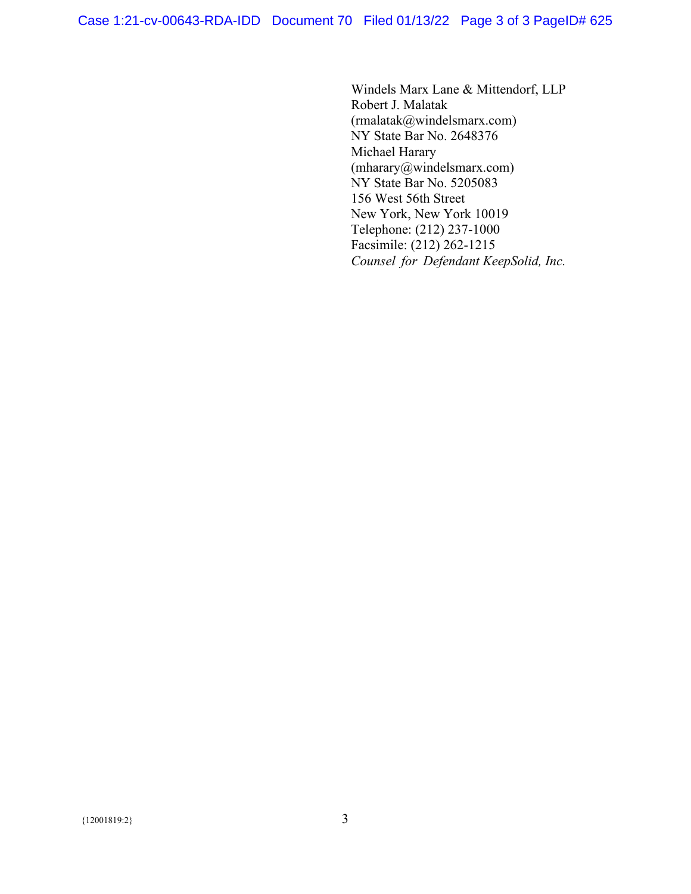Windels Marx Lane & Mittendorf, LLP
Robert J. Malatak
(rmalatak@windelsmarx.com)
NY State Bar No. 2648376
Michael Harary
(mharary@windelsmarx.com)
NY State Bar No. 5205083
156 West 56th Street
New York, New York 10019
Telephone: (212) 237-1000
Facsimile: (212) 262-1215
*Counsel for Defendant KeepSolid, Inc.*

{12001819:2}